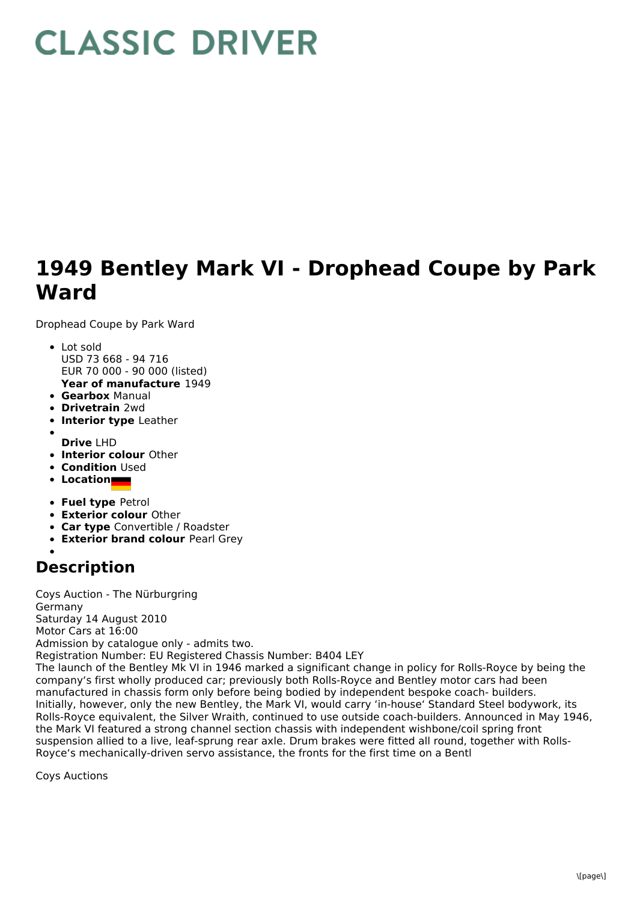# CLASSIC DRIVER

# 1949 Bentley Mark VI - Drophead Coupe by Park Ward

Drophead Coupe by Park Ward

- Lot sold
  USD 73 668 - 94 716
  EUR 70 000 - 90 000 (listed)
  **Year of manufacture** 1949
- **Gearbox** Manual
- **Drivetrain** 2wd
- **Interior type** Leather
- 
  **Drive** LHD
- **Interior colour** Other
- **Condition** Used
- **Location**
- **Fuel type** Petrol
- **Exterior colour** Other
- **Car type** Convertible / Roadster
- **Exterior brand colour** Pearl Grey
- 

## Description

Coys Auction - The Nürburgring
Germany
Saturday 14 August 2010
Motor Cars at 16:00
Admission by catalogue only - admits two.
Registration Number: EU Registered Chassis Number: B404 LEY
The launch of the Bentley Mk VI in 1946 marked a significant change in policy for Rolls-Royce by being the company's first wholly produced car; previously both Rolls-Royce and Bentley motor cars had been manufactured in chassis form only before being bodied by independent bespoke coach- builders. Initially, however, only the new Bentley, the Mark VI, would carry 'in-house' Standard Steel bodywork, its Rolls-Royce equivalent, the Silver Wraith, continued to use outside coach-builders. Announced in May 1946, the Mark VI featured a strong channel section chassis with independent wishbone/coil spring front suspension allied to a live, leaf-sprung rear axle. Drum brakes were fitted all round, together with Rolls-Royce's mechanically-driven servo assistance, the fronts for the first time on a Bentl

Coys Auctions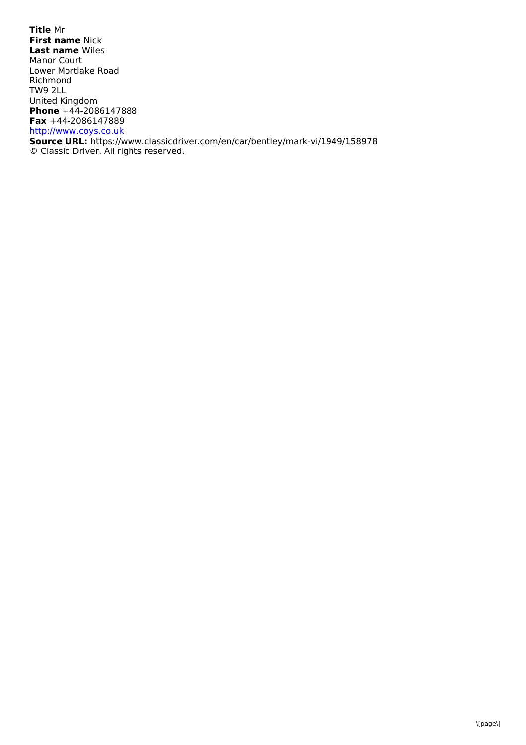**Title** Mr
**First name** Nick
**Last name** Wiles
Manor Court
Lower Mortlake Road
Richmond
TW9 2LL
United Kingdom
**Phone** +44-2086147888
**Fax** +44-2086147889
[http://www.coys.co.uk](http://www.coys.co.uk)
**Source URL:** https://www.classicdriver.com/en/car/bentley/mark-vi/1949/158978
© Classic Driver. All rights reserved.